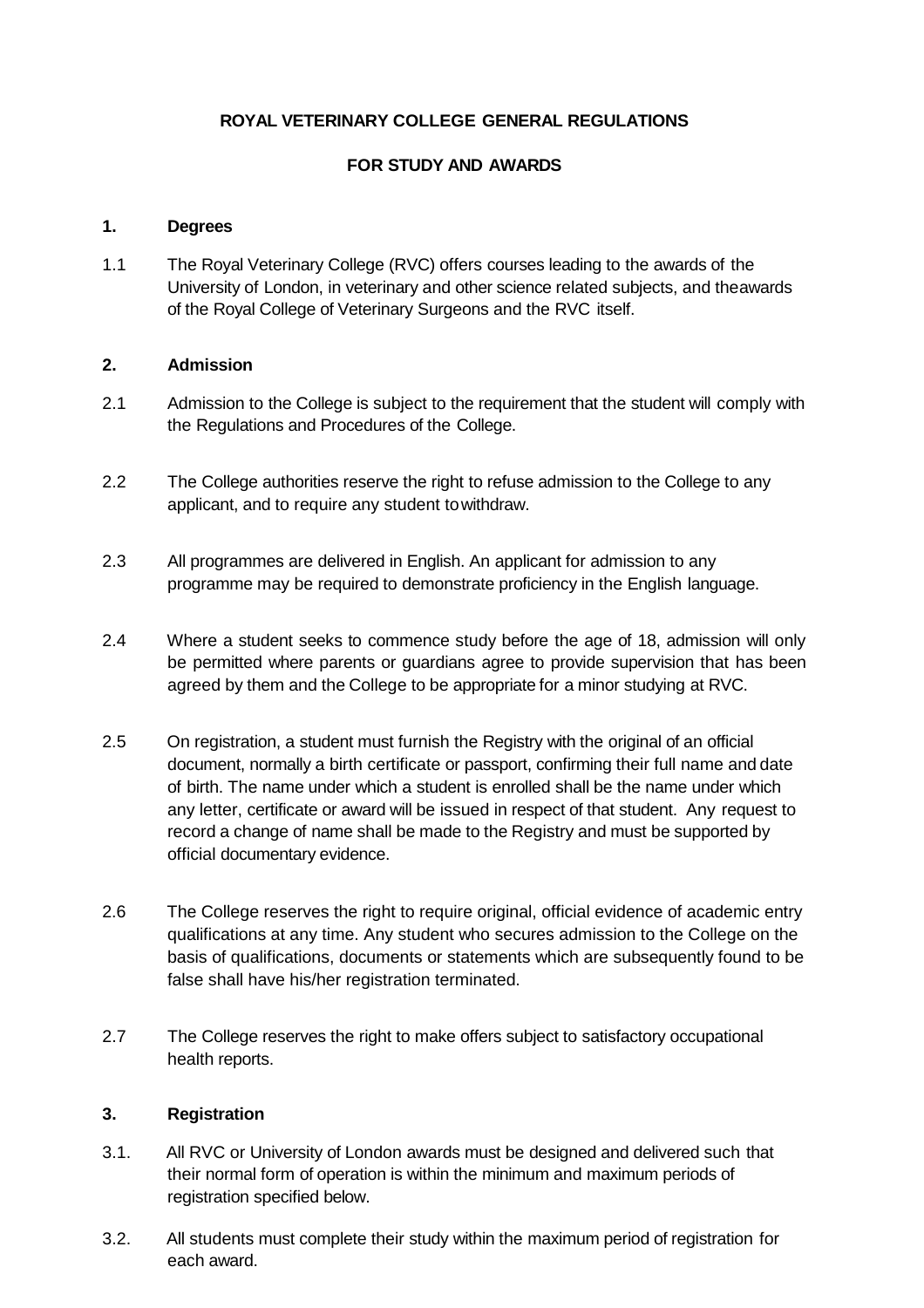# ROYAL VETERINARY COLLEGE GENERAL REGULATIONS

## FOR STUDY AND AWARDS

### 1. Degrees

1.1 The Royal Veterinary College (RVC) offers courses leading to the awards of the University of London, in veterinary and other science related subjects, and theawards of the Royal College of Veterinary Surgeons and the RVC itself.

### 2. Admission

2.1 Admission to the College is subject to the requirement that the student will comply with the Regulations and Procedures of the College.

2.2 The College authorities reserve the right to refuse admission to the College to any applicant, and to require any student towithdraw.

2.3 All programmes are delivered in English. An applicant for admission to any programme may be required to demonstrate proficiency in the English language.

2.4 Where a student seeks to commence study before the age of 18, admission will only be permitted where parents or guardians agree to provide supervision that has been agreed by them and the College to be appropriate for a minor studying at RVC.

2.5 On registration, a student must furnish the Registry with the original of an official document, normally a birth certificate or passport, confirming their full name and date of birth. The name under which a student is enrolled shall be the name under which any letter, certificate or award will be issued in respect of that student. Any request to record a change of name shall be made to the Registry and must be supported by official documentary evidence.

2.6 The College reserves the right to require original, official evidence of academic entry qualifications at any time. Any student who secures admission to the College on the basis of qualifications, documents or statements which are subsequently found to be false shall have his/her registration terminated.

2.7 The College reserves the right to make offers subject to satisfactory occupational health reports.

### 3. Registration

3.1. All RVC or University of London awards must be designed and delivered such that their normal form of operation is within the minimum and maximum periods of registration specified below.

3.2. All students must complete their study within the maximum period of registration for each award.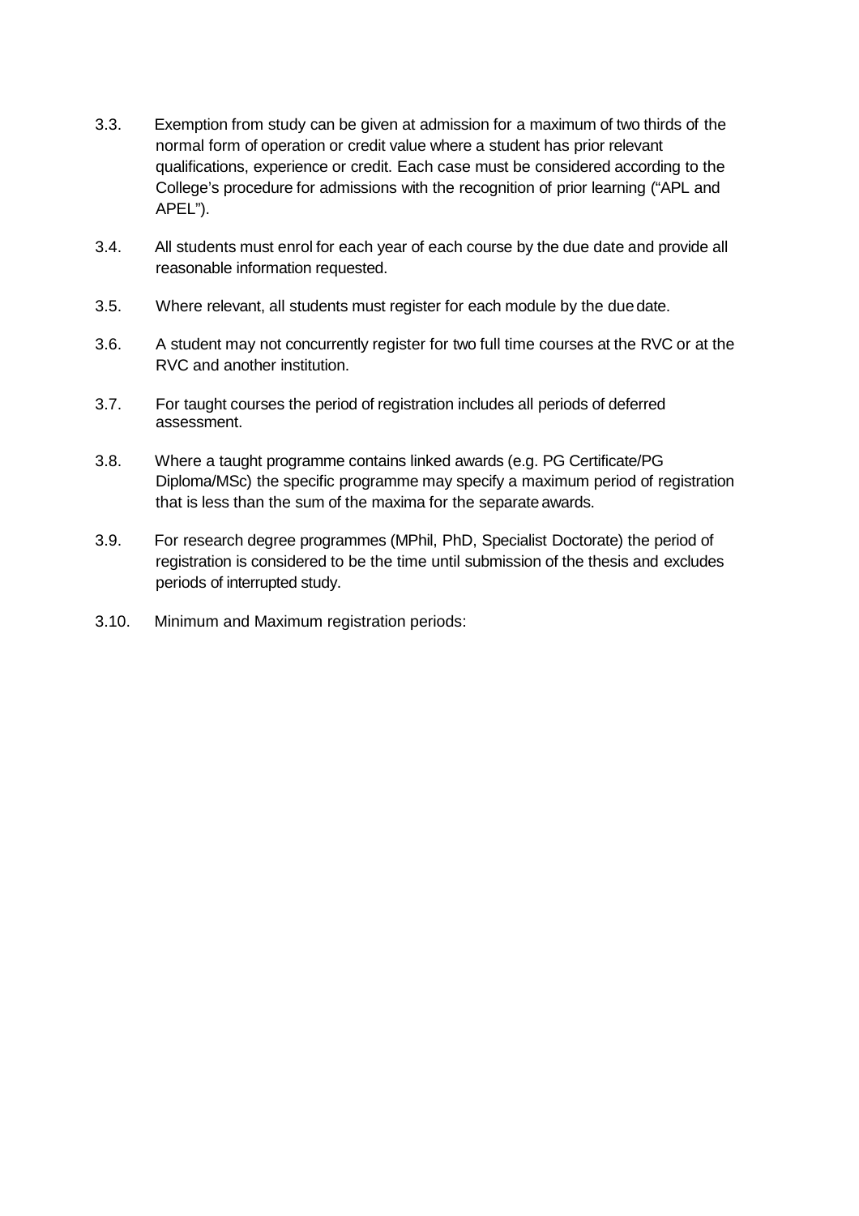3.3. Exemption from study can be given at admission for a maximum of two thirds of the normal form of operation or credit value where a student has prior relevant qualifications, experience or credit. Each case must be considered according to the College's procedure for admissions with the recognition of prior learning ("APL and APEL").

3.4. All students must enrol for each year of each course by the due date and provide all reasonable information requested.

3.5. Where relevant, all students must register for each module by the due date.

3.6. A student may not concurrently register for two full time courses at the RVC or at the RVC and another institution.

3.7. For taught courses the period of registration includes all periods of deferred assessment.

3.8. Where a taught programme contains linked awards (e.g. PG Certificate/PG Diploma/MSc) the specific programme may specify a maximum period of registration that is less than the sum of the maxima for the separate awards.

3.9. For research degree programmes (MPhil, PhD, Specialist Doctorate) the period of registration is considered to be the time until submission of the thesis and excludes periods of interrupted study.

3.10. Minimum and Maximum registration periods: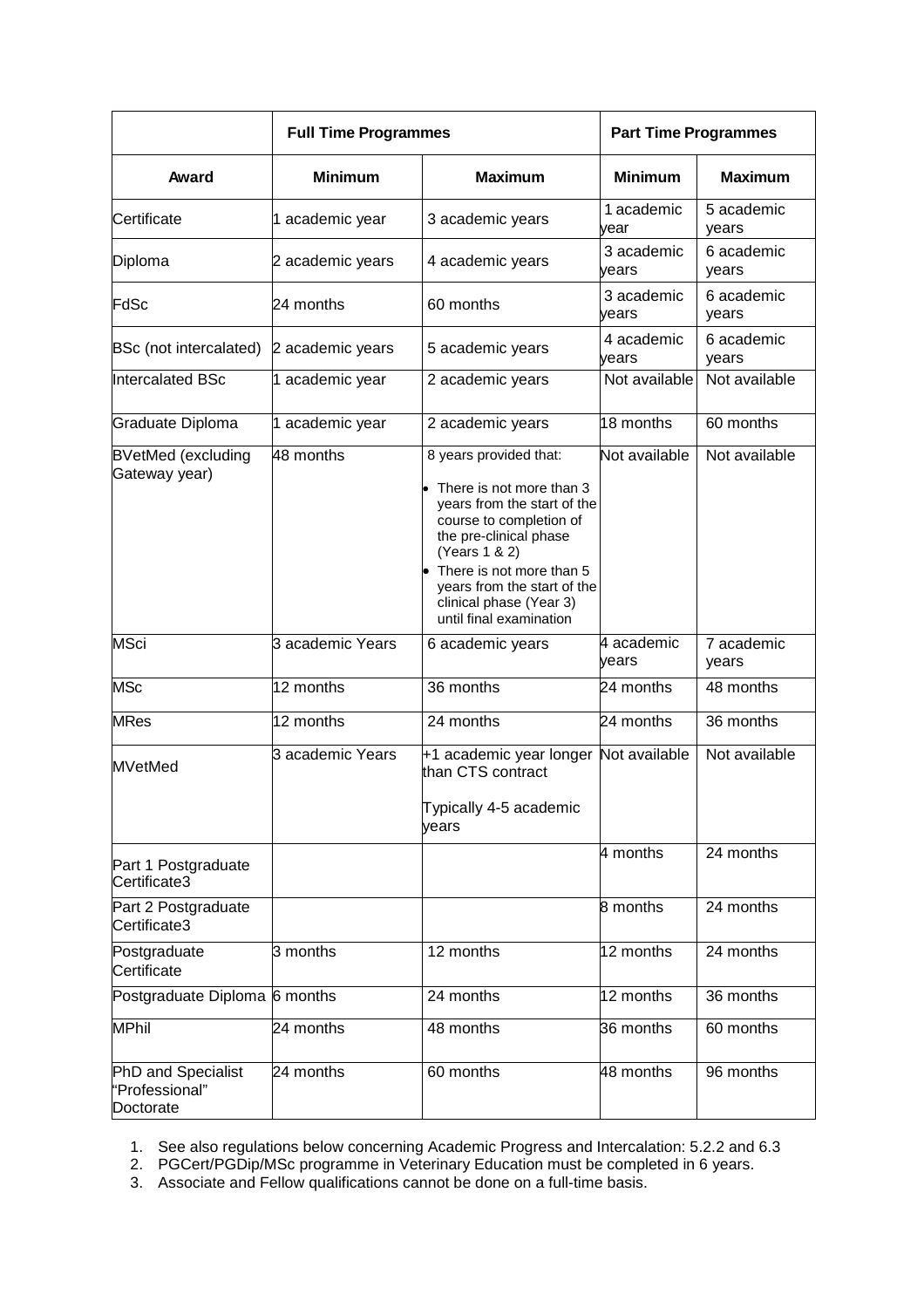| | Full Time Programmes | | Part Time Programmes | |
|---|---|---|---|---|
| **Award** | **Minimum** | **Maximum** | **Minimum** | **Maximum** |
| Certificate | 1 academic year | 3 academic years | 1 academic year | 5 academic years |
| Diploma | 2 academic years | 4 academic years | 3 academic years | 6 academic years |
| FdSc | 24 months | 60 months | 3 academic years | 6 academic years |
| BSc (not intercalated) | 2 academic years | 5 academic years | 4 academic years | 6 academic years |
| Intercalated BSc | 1 academic year | 2 academic years | Not available | Not available |
| Graduate Diploma | 1 academic year | 2 academic years | 18 months | 60 months |
| BVetMed (excluding Gateway year) | 48 months | 8 years provided that:<br>• There is not more than 3 years from the start of the course to completion of the pre-clinical phase (Years 1 & 2)<br>• There is not more than 5 years from the start of the clinical phase (Year 3) until final examination | Not available | Not available |
| MSci | 3 academic Years | 6 academic years | 4 academic years | 7 academic years |
| MSc | 12 months | 36 months | 24 months | 48 months |
| MRes | 12 months | 24 months | 24 months | 36 months |
| MVetMed | 3 academic Years | +1 academic year longer than CTS contract<br><br>Typically 4-5 academic years | Not available | Not available |
| Part 1 Postgraduate Certificate3 | | | 4 months | 24 months |
| Part 2 Postgraduate Certificate3 | | | 8 months | 24 months |
| Postgraduate Certificate | 3 months | 12 months | 12 months | 24 months |
| Postgraduate Diploma | 6 months | 24 months | 12 months | 36 months |
| MPhil | 24 months | 48 months | 36 months | 60 months |
| PhD and Specialist "Professional" Doctorate | 24 months | 60 months | 48 months | 96 months |

1. See also regulations below concerning Academic Progress and Intercalation: 5.2.2 and 6.3
2. PGCert/PGDip/MSc programme in Veterinary Education must be completed in 6 years.
3. Associate and Fellow qualifications cannot be done on a full-time basis.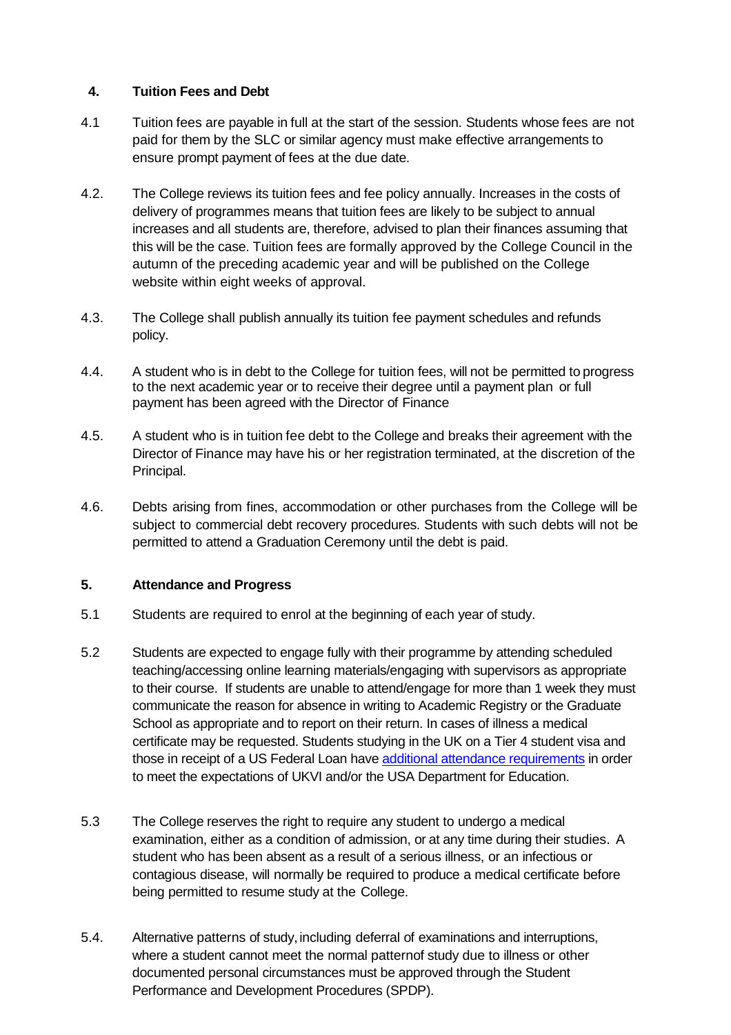## 4. Tuition Fees and Debt

4.1 Tuition fees are payable in full at the start of the session. Students whose fees are not paid for them by the SLC or similar agency must make effective arrangements to ensure prompt payment of fees at the due date.

4.2. The College reviews its tuition fees and fee policy annually. Increases in the costs of delivery of programmes means that tuition fees are likely to be subject to annual increases and all students are, therefore, advised to plan their finances assuming that this will be the case. Tuition fees are formally approved by the College Council in the autumn of the preceding academic year and will be published on the College website within eight weeks of approval.

4.3. The College shall publish annually its tuition fee payment schedules and refunds policy.

4.4. A student who is in debt to the College for tuition fees, will not be permitted to progress to the next academic year or to receive their degree until a payment plan or full payment has been agreed with the Director of Finance

4.5. A student who is in tuition fee debt to the College and breaks their agreement with the Director of Finance may have his or her registration terminated, at the discretion of the Principal.

4.6. Debts arising from fines, accommodation or other purchases from the College will be subject to commercial debt recovery procedures. Students with such debts will not be permitted to attend a Graduation Ceremony until the debt is paid.

## 5. Attendance and Progress

5.1 Students are required to enrol at the beginning of each year of study.

5.2 Students are expected to engage fully with their programme by attending scheduled teaching/accessing online learning materials/engaging with supervisors as appropriate to their course. If students are unable to attend/engage for more than 1 week they must communicate the reason for absence in writing to Academic Registry or the Graduate School as appropriate and to report on their return. In cases of illness a medical certificate may be requested. Students studying in the UK on a Tier 4 student visa and those in receipt of a US Federal Loan have additional attendance requirements in order to meet the expectations of UKVI and/or the USA Department for Education.

5.3 The College reserves the right to require any student to undergo a medical examination, either as a condition of admission, or at any time during their studies. A student who has been absent as a result of a serious illness, or an infectious or contagious disease, will normally be required to produce a medical certificate before being permitted to resume study at the College.

5.4. Alternative patterns of study, including deferral of examinations and interruptions, where a student cannot meet the normal patternof study due to illness or other documented personal circumstances must be approved through the Student Performance and Development Procedures (SPDP).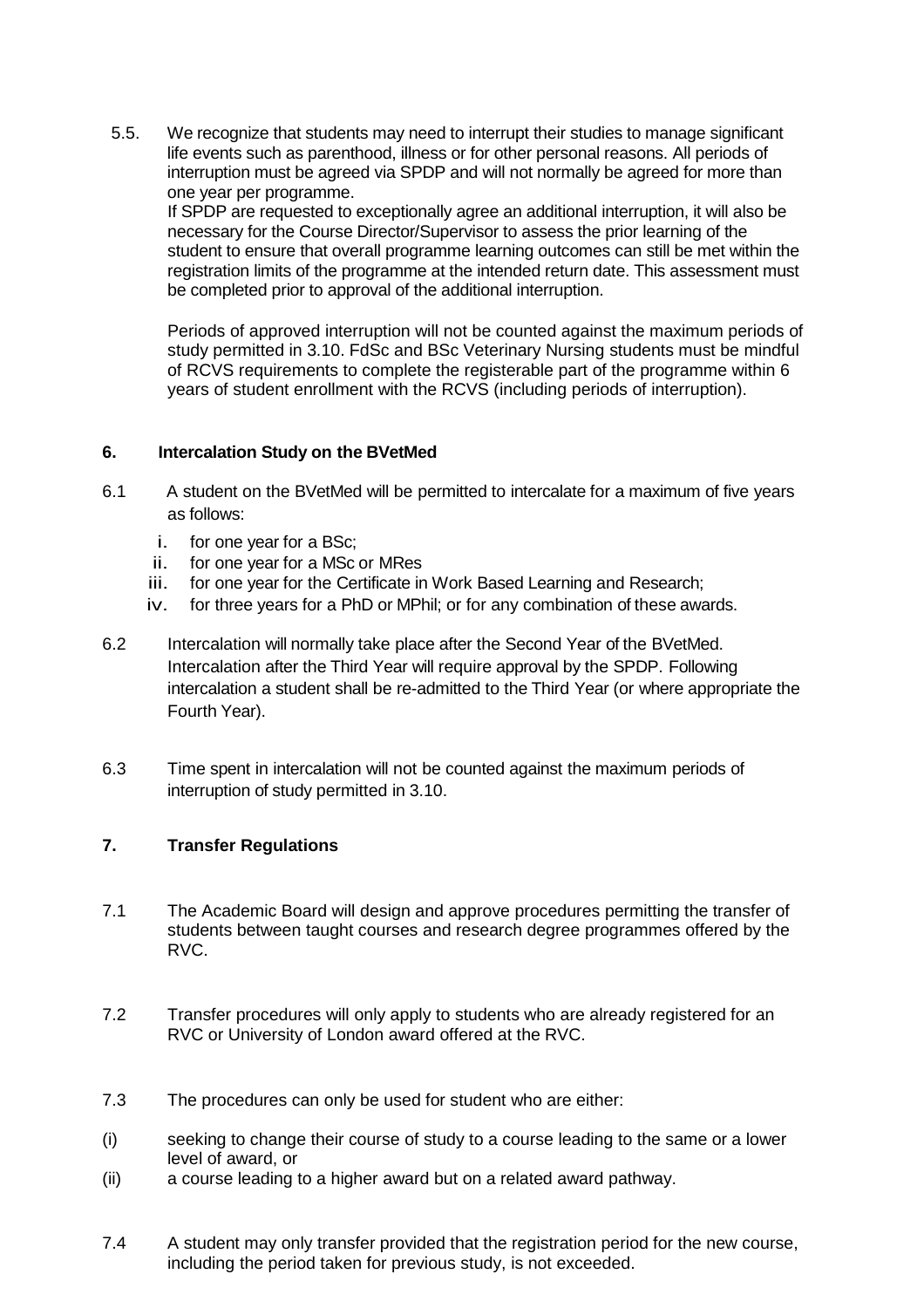5.5. We recognize that students may need to interrupt their studies to manage significant life events such as parenthood, illness or for other personal reasons. All periods of interruption must be agreed via SPDP and will not normally be agreed for more than one year per programme.
If SPDP are requested to exceptionally agree an additional interruption, it will also be necessary for the Course Director/Supervisor to assess the prior learning of the student to ensure that overall programme learning outcomes can still be met within the registration limits of the programme at the intended return date. This assessment must be completed prior to approval of the additional interruption.

Periods of approved interruption will not be counted against the maximum periods of study permitted in 3.10. FdSc and BSc Veterinary Nursing students must be mindful of RCVS requirements to complete the registerable part of the programme within 6 years of student enrollment with the RCVS (including periods of interruption).

## 6. Intercalation Study on the BVetMed

6.1 A student on the BVetMed will be permitted to intercalate for a maximum of five years as follows:

i. for one year for a BSc;
ii. for one year for a MSc or MRes
iii. for one year for the Certificate in Work Based Learning and Research;
iv. for three years for a PhD or MPhil; or for any combination of these awards.

6.2 Intercalation will normally take place after the Second Year of the BVetMed. Intercalation after the Third Year will require approval by the SPDP. Following intercalation a student shall be re-admitted to the Third Year (or where appropriate the Fourth Year).

6.3 Time spent in intercalation will not be counted against the maximum periods of interruption of study permitted in 3.10.

## 7. Transfer Regulations

7.1 The Academic Board will design and approve procedures permitting the transfer of students between taught courses and research degree programmes offered by the RVC.

7.2 Transfer procedures will only apply to students who are already registered for an RVC or University of London award offered at the RVC.

7.3 The procedures can only be used for student who are either:

(i) seeking to change their course of study to a course leading to the same or a lower level of award, or
(ii) a course leading to a higher award but on a related award pathway.

7.4 A student may only transfer provided that the registration period for the new course, including the period taken for previous study, is not exceeded.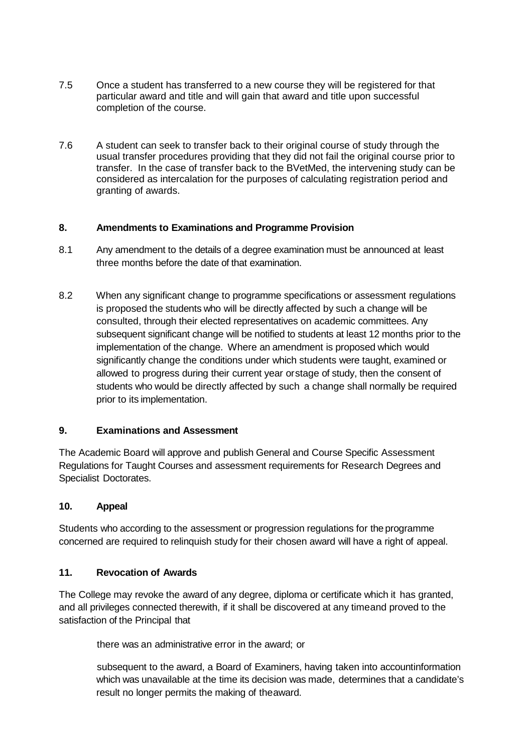7.5 Once a student has transferred to a new course they will be registered for that particular award and title and will gain that award and title upon successful completion of the course.

7.6 A student can seek to transfer back to their original course of study through the usual transfer procedures providing that they did not fail the original course prior to transfer. In the case of transfer back to the BVetMed, the intervening study can be considered as intercalation for the purposes of calculating registration period and granting of awards.

## 8. Amendments to Examinations and Programme Provision

8.1 Any amendment to the details of a degree examination must be announced at least three months before the date of that examination.

8.2 When any significant change to programme specifications or assessment regulations is proposed the students who will be directly affected by such a change will be consulted, through their elected representatives on academic committees. Any subsequent significant change will be notified to students at least 12 months prior to the implementation of the change. Where an amendment is proposed which would significantly change the conditions under which students were taught, examined or allowed to progress during their current year orstage of study, then the consent of students who would be directly affected by such a change shall normally be required prior to its implementation.

## 9. Examinations and Assessment

The Academic Board will approve and publish General and Course Specific Assessment Regulations for Taught Courses and assessment requirements for Research Degrees and Specialist Doctorates.

## 10. Appeal

Students who according to the assessment or progression regulations for the programme concerned are required to relinquish study for their chosen award will have a right of appeal.

## 11. Revocation of Awards

The College may revoke the award of any degree, diploma or certificate which it has granted, and all privileges connected therewith, if it shall be discovered at any timeand proved to the satisfaction of the Principal that

there was an administrative error in the award; or

subsequent to the award, a Board of Examiners, having taken into accountinformation which was unavailable at the time its decision was made, determines that a candidate's result no longer permits the making of theaward.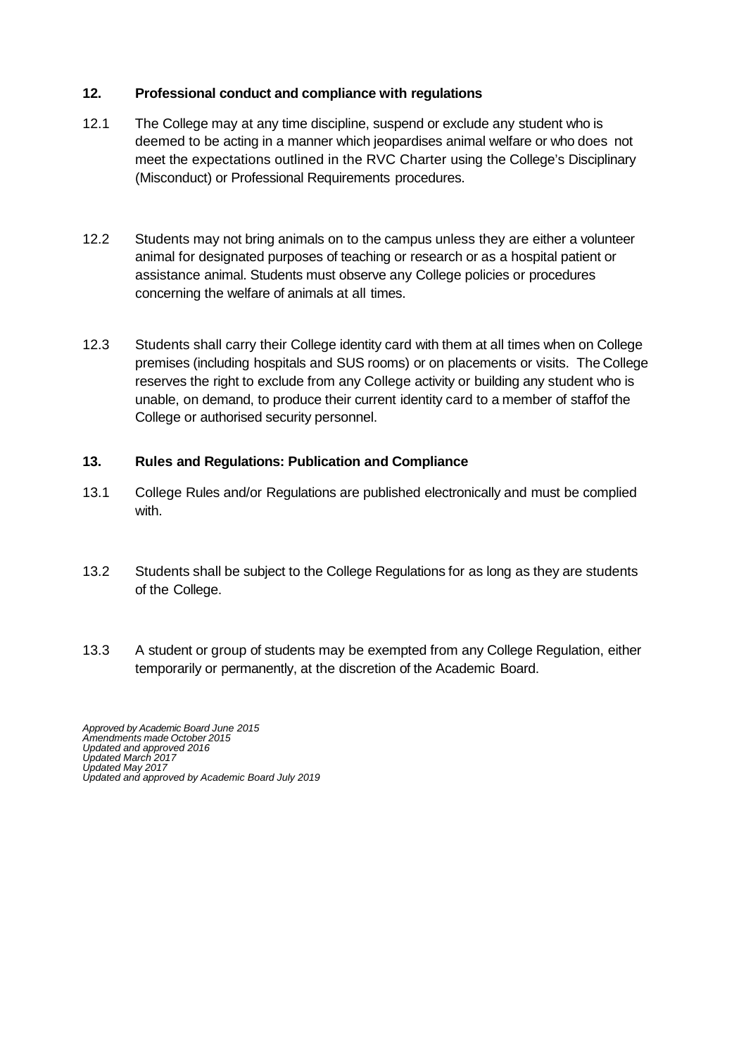## 12. Professional conduct and compliance with regulations

12.1 The College may at any time discipline, suspend or exclude any student who is deemed to be acting in a manner which jeopardises animal welfare or who does not meet the expectations outlined in the RVC Charter using the College's Disciplinary (Misconduct) or Professional Requirements procedures.

12.2 Students may not bring animals on to the campus unless they are either a volunteer animal for designated purposes of teaching or research or as a hospital patient or assistance animal. Students must observe any College policies or procedures concerning the welfare of animals at all times.

12.3 Students shall carry their College identity card with them at all times when on College premises (including hospitals and SUS rooms) or on placements or visits. The College reserves the right to exclude from any College activity or building any student who is unable, on demand, to produce their current identity card to a member of staffof the College or authorised security personnel.

## 13. Rules and Regulations: Publication and Compliance

13.1 College Rules and/or Regulations are published electronically and must be complied with.

13.2 Students shall be subject to the College Regulations for as long as they are students of the College.

13.3 A student or group of students may be exempted from any College Regulation, either temporarily or permanently, at the discretion of the Academic Board.

*Approved by Academic Board June 2015*
*Amendments made October 2015*
*Updated and approved 2016*
*Updated March 2017*
*Updated May 2017*
*Updated and approved by Academic Board July 2019*